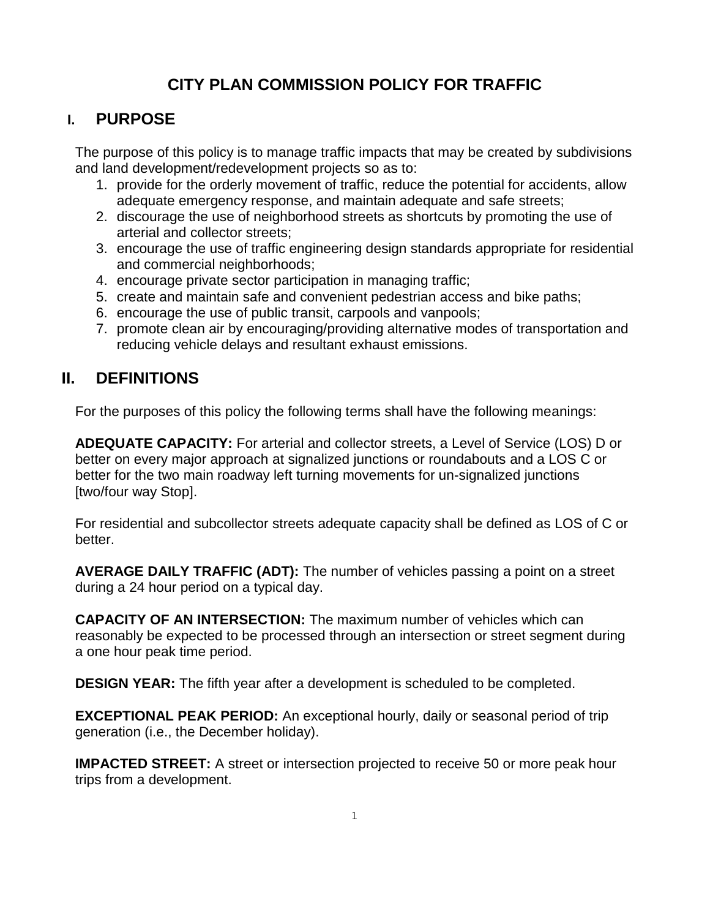# CITY PLAN COMMISSION POLICY FOR TRAFFIC

## I. PURPOSE

The purpose of this policy is to manage traffic impacts that may be created by subdivisions and land development/redevelopment projects so as to:

1. provide for the orderly movement of traffic, reduce the potential for accidents, allow adequate emergency response, and maintain adequate and safe streets;
2. discourage the use of neighborhood streets as shortcuts by promoting the use of arterial and collector streets;
3. encourage the use of traffic engineering design standards appropriate for residential and commercial neighborhoods;
4. encourage private sector participation in managing traffic;
5. create and maintain safe and convenient pedestrian access and bike paths;
6. encourage the use of public transit, carpools and vanpools;
7. promote clean air by encouraging/providing alternative modes of transportation and reducing vehicle delays and resultant exhaust emissions.

## II. DEFINITIONS

For the purposes of this policy the following terms shall have the following meanings:

**ADEQUATE CAPACITY:** For arterial and collector streets, a Level of Service (LOS) D or better on every major approach at signalized junctions or roundabouts and a LOS C or better for the two main roadway left turning movements for un-signalized junctions [two/four way Stop].

For residential and subcollector streets adequate capacity shall be defined as LOS of C or better.

**AVERAGE DAILY TRAFFIC (ADT):** The number of vehicles passing a point on a street during a 24 hour period on a typical day.

**CAPACITY OF AN INTERSECTION:** The maximum number of vehicles which can reasonably be expected to be processed through an intersection or street segment during a one hour peak time period.

**DESIGN YEAR:** The fifth year after a development is scheduled to be completed.

**EXCEPTIONAL PEAK PERIOD:** An exceptional hourly, daily or seasonal period of trip generation (i.e., the December holiday).

**IMPACTED STREET:** A street or intersection projected to receive 50 or more peak hour trips from a development.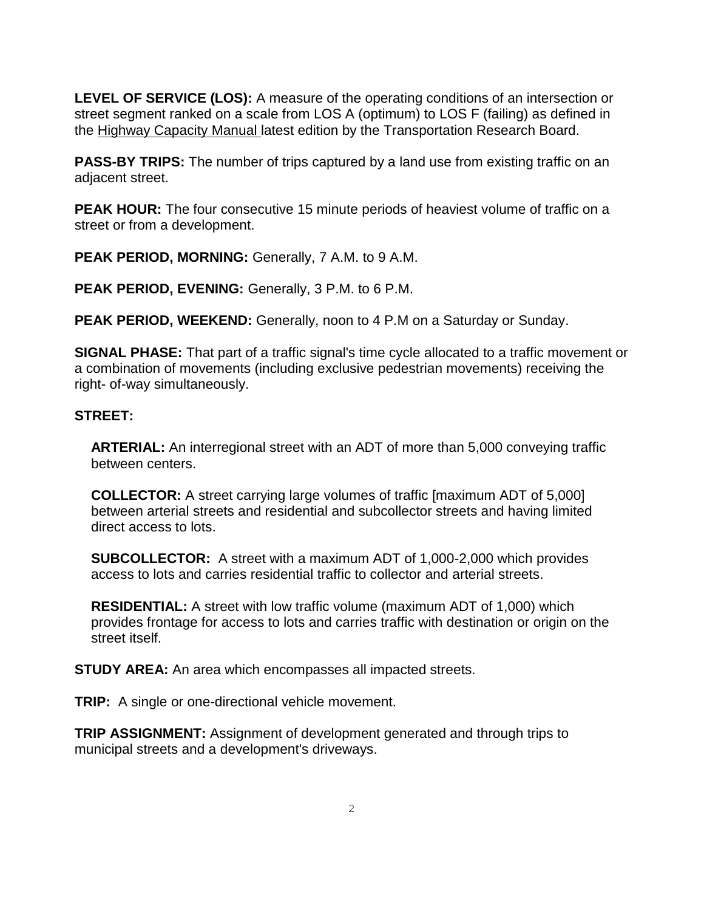**LEVEL OF SERVICE (LOS):** A measure of the operating conditions of an intersection or street segment ranked on a scale from LOS A (optimum) to LOS F (failing) as defined in the Highway Capacity Manual latest edition by the Transportation Research Board.

**PASS-BY TRIPS:** The number of trips captured by a land use from existing traffic on an adjacent street.

**PEAK HOUR:** The four consecutive 15 minute periods of heaviest volume of traffic on a street or from a development.

**PEAK PERIOD, MORNING:** Generally, 7 A.M. to 9 A.M.

**PEAK PERIOD, EVENING:** Generally, 3 P.M. to 6 P.M.

**PEAK PERIOD, WEEKEND:** Generally, noon to 4 P.M on a Saturday or Sunday.

**SIGNAL PHASE:** That part of a traffic signal's time cycle allocated to a traffic movement or a combination of movements (including exclusive pedestrian movements) receiving the right- of-way simultaneously.

**STREET:**

**ARTERIAL:** An interregional street with an ADT of more than 5,000 conveying traffic between centers.

**COLLECTOR:** A street carrying large volumes of traffic [maximum ADT of 5,000] between arterial streets and residential and subcollector streets and having limited direct access to lots.

**SUBCOLLECTOR:** A street with a maximum ADT of 1,000-2,000 which provides access to lots and carries residential traffic to collector and arterial streets.

**RESIDENTIAL:** A street with low traffic volume (maximum ADT of 1,000) which provides frontage for access to lots and carries traffic with destination or origin on the street itself.

**STUDY AREA:** An area which encompasses all impacted streets.

**TRIP:** A single or one-directional vehicle movement.

**TRIP ASSIGNMENT:** Assignment of development generated and through trips to municipal streets and a development's driveways.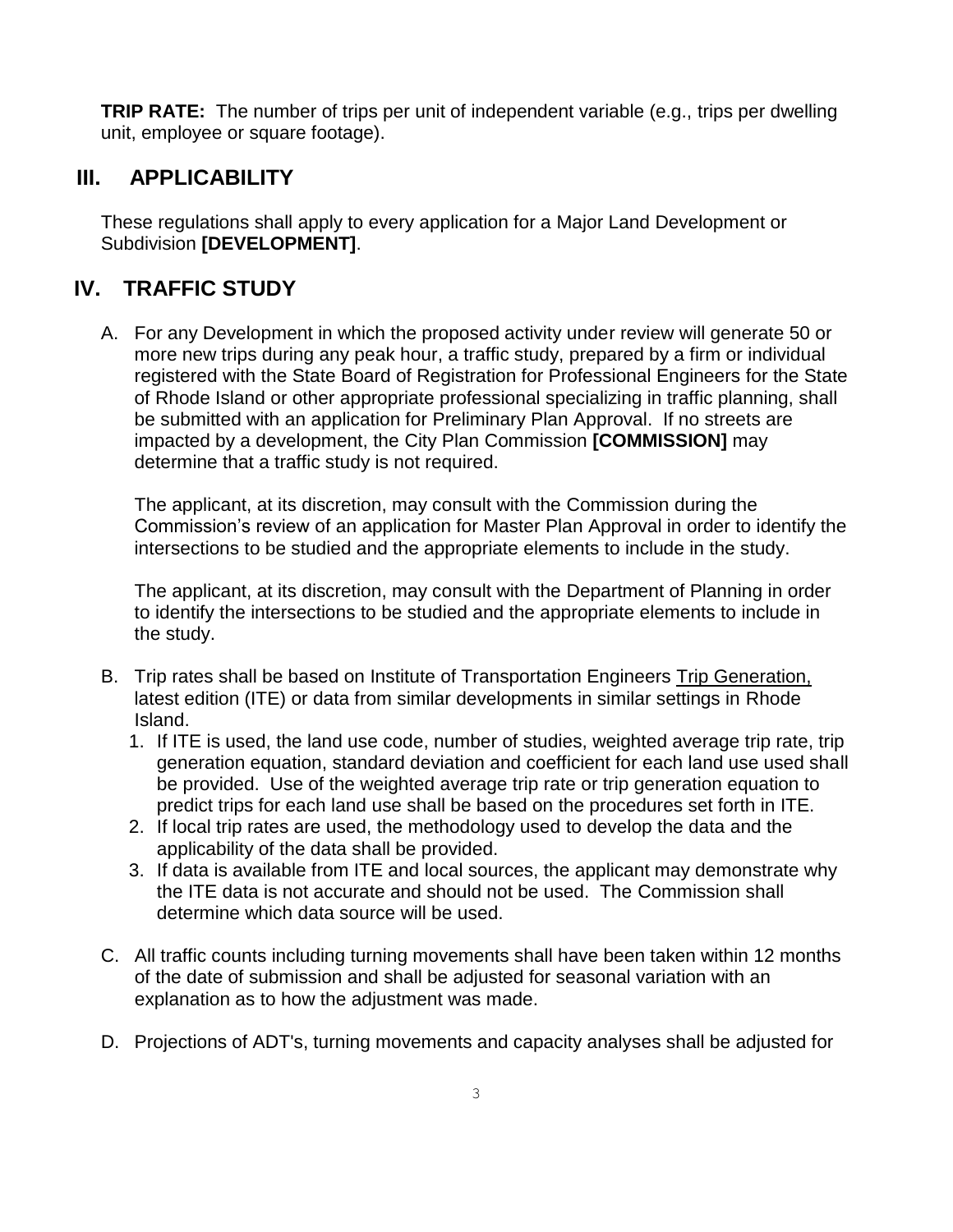**TRIP RATE:** The number of trips per unit of independent variable (e.g., trips per dwelling unit, employee or square footage).

## III. APPLICABILITY

These regulations shall apply to every application for a Major Land Development or Subdivision **[DEVELOPMENT]**.

## IV. TRAFFIC STUDY

A. For any Development in which the proposed activity under review will generate 50 or more new trips during any peak hour, a traffic study, prepared by a firm or individual registered with the State Board of Registration for Professional Engineers for the State of Rhode Island or other appropriate professional specializing in traffic planning, shall be submitted with an application for Preliminary Plan Approval. If no streets are impacted by a development, the City Plan Commission **[COMMISSION]** may determine that a traffic study is not required.

   The applicant, at its discretion, may consult with the Commission during the Commission's review of an application for Master Plan Approval in order to identify the intersections to be studied and the appropriate elements to include in the study.

   The applicant, at its discretion, may consult with the Department of Planning in order to identify the intersections to be studied and the appropriate elements to include in the study.

B. Trip rates shall be based on Institute of Transportation Engineers Trip Generation, latest edition (ITE) or data from similar developments in similar settings in Rhode Island.
   1. If ITE is used, the land use code, number of studies, weighted average trip rate, trip generation equation, standard deviation and coefficient for each land use used shall be provided. Use of the weighted average trip rate or trip generation equation to predict trips for each land use shall be based on the procedures set forth in ITE.
   2. If local trip rates are used, the methodology used to develop the data and the applicability of the data shall be provided.
   3. If data is available from ITE and local sources, the applicant may demonstrate why the ITE data is not accurate and should not be used. The Commission shall determine which data source will be used.

C. All traffic counts including turning movements shall have been taken within 12 months of the date of submission and shall be adjusted for seasonal variation with an explanation as to how the adjustment was made.

D. Projections of ADT's, turning movements and capacity analyses shall be adjusted for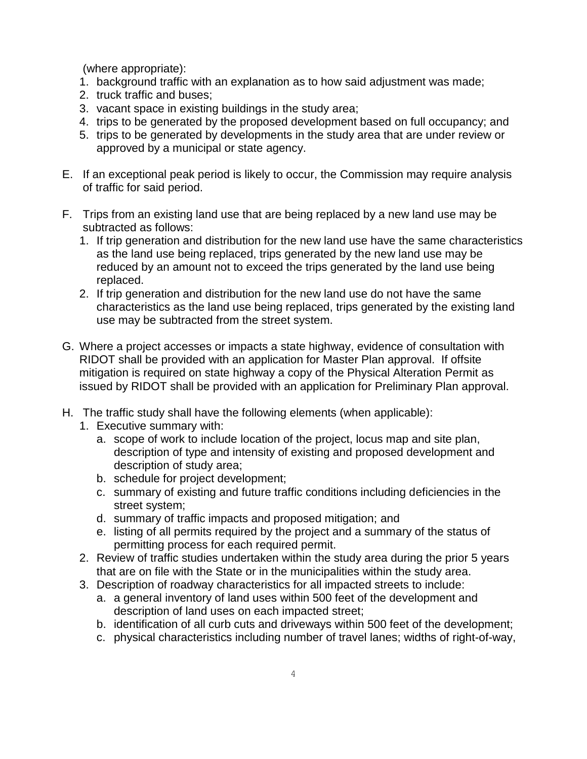(where appropriate):

1. background traffic with an explanation as to how said adjustment was made;
2. truck traffic and buses;
3. vacant space in existing buildings in the study area;
4. trips to be generated by the proposed development based on full occupancy; and
5. trips to be generated by developments in the study area that are under review or approved by a municipal or state agency.

E. If an exceptional peak period is likely to occur, the Commission may require analysis of traffic for said period.

F. Trips from an existing land use that are being replaced by a new land use may be subtracted as follows:
   1. If trip generation and distribution for the new land use have the same characteristics as the land use being replaced, trips generated by the new land use may be reduced by an amount not to exceed the trips generated by the land use being replaced.
   2. If trip generation and distribution for the new land use do not have the same characteristics as the land use being replaced, trips generated by the existing land use may be subtracted from the street system.

G. Where a project accesses or impacts a state highway, evidence of consultation with RIDOT shall be provided with an application for Master Plan approval. If offsite mitigation is required on state highway a copy of the Physical Alteration Permit as issued by RIDOT shall be provided with an application for Preliminary Plan approval.

H. The traffic study shall have the following elements (when applicable):
   1. Executive summary with:
      a. scope of work to include location of the project, locus map and site plan, description of type and intensity of existing and proposed development and description of study area;
      b. schedule for project development;
      c. summary of existing and future traffic conditions including deficiencies in the street system;
      d. summary of traffic impacts and proposed mitigation; and
      e. listing of all permits required by the project and a summary of the status of permitting process for each required permit.
   2. Review of traffic studies undertaken within the study area during the prior 5 years that are on file with the State or in the municipalities within the study area.
   3. Description of roadway characteristics for all impacted streets to include:
      a. a general inventory of land uses within 500 feet of the development and description of land uses on each impacted street;
      b. identification of all curb cuts and driveways within 500 feet of the development;
      c. physical characteristics including number of travel lanes; widths of right-of-way,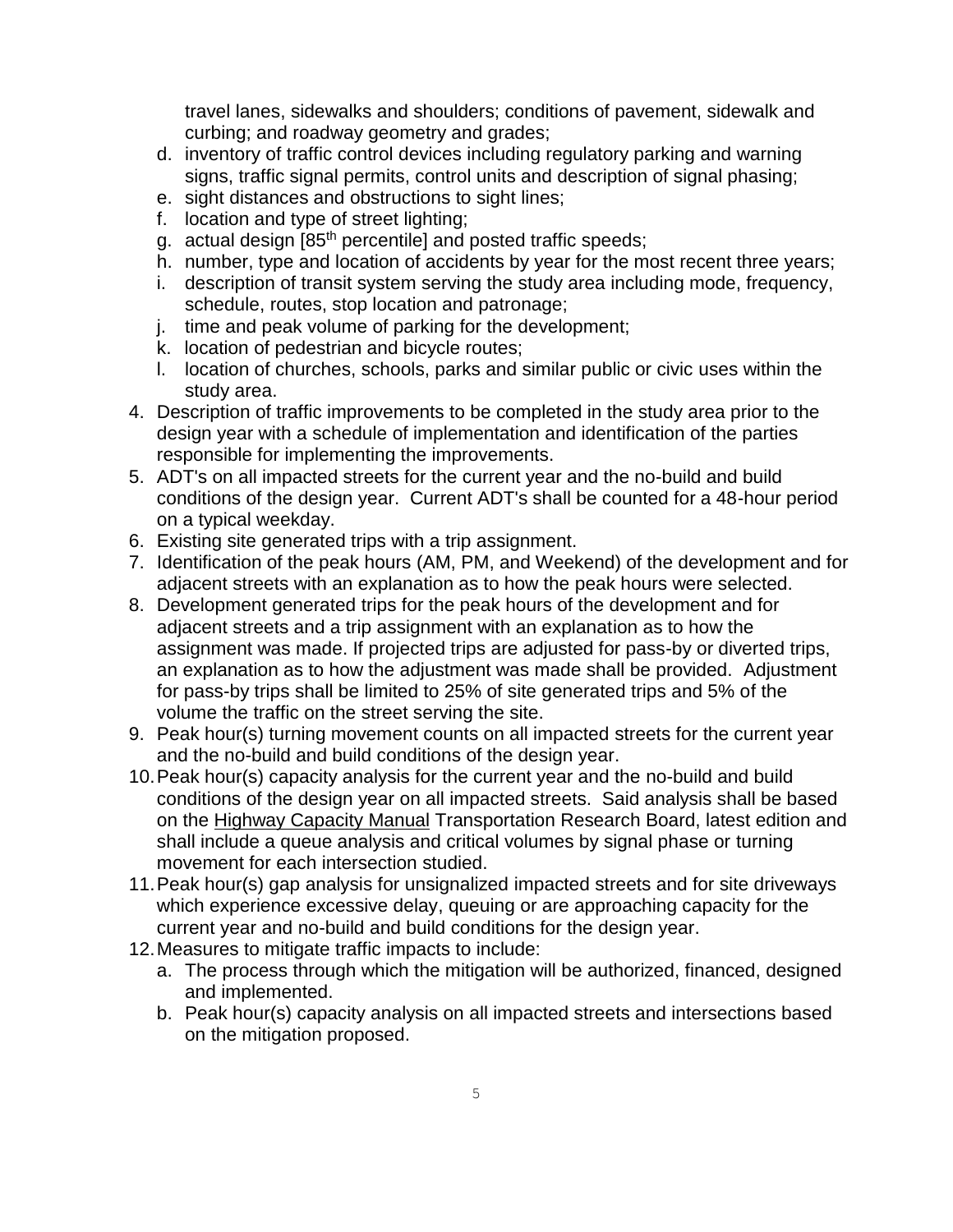travel lanes, sidewalks and shoulders; conditions of pavement, sidewalk and curbing; and roadway geometry and grades;

   d. inventory of traffic control devices including regulatory parking and warning signs, traffic signal permits, control units and description of signal phasing;
   e. sight distances and obstructions to sight lines;
   f. location and type of street lighting;
   g. actual design [85th percentile] and posted traffic speeds;
   h. number, type and location of accidents by year for the most recent three years;
   i. description of transit system serving the study area including mode, frequency, schedule, routes, stop location and patronage;
   j. time and peak volume of parking for the development;
   k. location of pedestrian and bicycle routes;
   l. location of churches, schools, parks and similar public or civic uses within the study area.

4. Description of traffic improvements to be completed in the study area prior to the design year with a schedule of implementation and identification of the parties responsible for implementing the improvements.
5. ADT's on all impacted streets for the current year and the no-build and build conditions of the design year. Current ADT's shall be counted for a 48-hour period on a typical weekday.
6. Existing site generated trips with a trip assignment.
7. Identification of the peak hours (AM, PM, and Weekend) of the development and for adjacent streets with an explanation as to how the peak hours were selected.
8. Development generated trips for the peak hours of the development and for adjacent streets and a trip assignment with an explanation as to how the assignment was made. If projected trips are adjusted for pass-by or diverted trips, an explanation as to how the adjustment was made shall be provided. Adjustment for pass-by trips shall be limited to 25% of site generated trips and 5% of the volume the traffic on the street serving the site.
9. Peak hour(s) turning movement counts on all impacted streets for the current year and the no-build and build conditions of the design year.
10. Peak hour(s) capacity analysis for the current year and the no-build and build conditions of the design year on all impacted streets. Said analysis shall be based on the Highway Capacity Manual Transportation Research Board, latest edition and shall include a queue analysis and critical volumes by signal phase or turning movement for each intersection studied.
11. Peak hour(s) gap analysis for unsignalized impacted streets and for site driveways which experience excessive delay, queuing or are approaching capacity for the current year and no-build and build conditions for the design year.
12. Measures to mitigate traffic impacts to include:
    a. The process through which the mitigation will be authorized, financed, designed and implemented.
    b. Peak hour(s) capacity analysis on all impacted streets and intersections based on the mitigation proposed.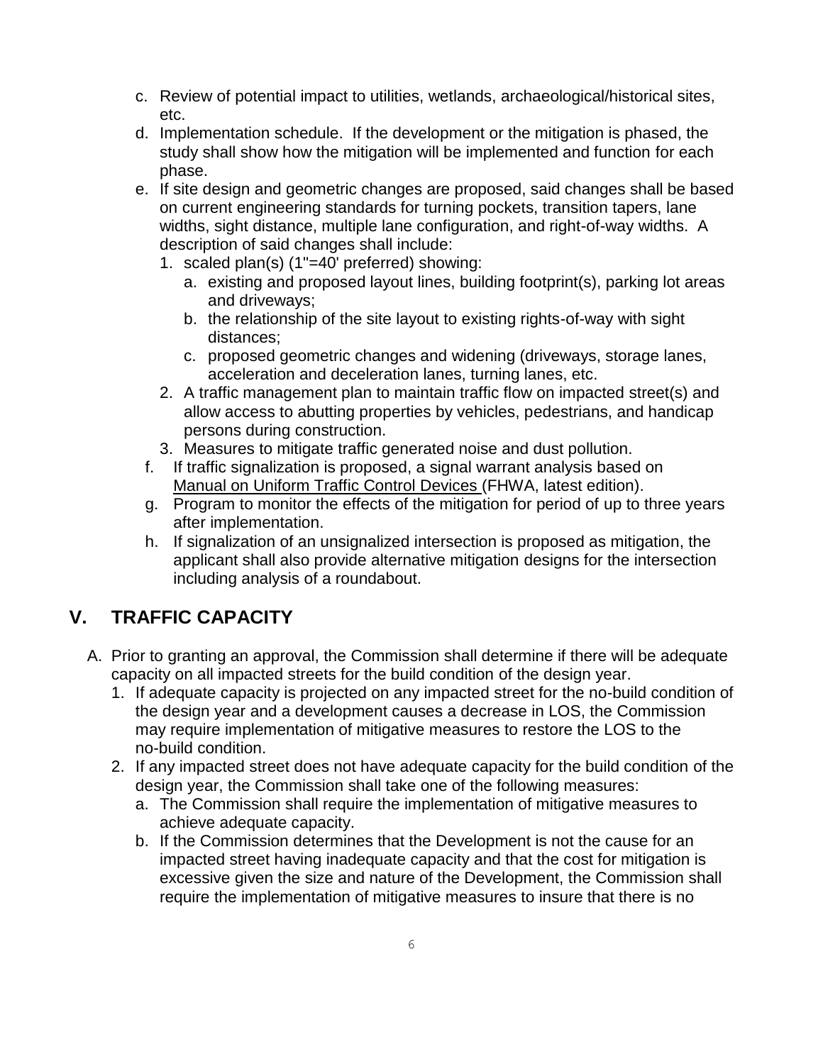c. Review of potential impact to utilities, wetlands, archaeological/historical sites, etc.

d. Implementation schedule. If the development or the mitigation is phased, the study shall show how the mitigation will be implemented and function for each phase.

e. If site design and geometric changes are proposed, said changes shall be based on current engineering standards for turning pockets, transition tapers, lane widths, sight distance, multiple lane configuration, and right-of-way widths. A description of said changes shall include:
   1. scaled plan(s) (1"=40' preferred) showing:
      a. existing and proposed layout lines, building footprint(s), parking lot areas and driveways;
      b. the relationship of the site layout to existing rights-of-way with sight distances;
      c. proposed geometric changes and widening (driveways, storage lanes, acceleration and deceleration lanes, turning lanes, etc.
   2. A traffic management plan to maintain traffic flow on impacted street(s) and allow access to abutting properties by vehicles, pedestrians, and handicap persons during construction.
   3. Measures to mitigate traffic generated noise and dust pollution.

f. If traffic signalization is proposed, a signal warrant analysis based on Manual on Uniform Traffic Control Devices (FHWA, latest edition).

g. Program to monitor the effects of the mitigation for period of up to three years after implementation.

h. If signalization of an unsignalized intersection is proposed as mitigation, the applicant shall also provide alternative mitigation designs for the intersection including analysis of a roundabout.

## V. TRAFFIC CAPACITY

A. Prior to granting an approval, the Commission shall determine if there will be adequate capacity on all impacted streets for the build condition of the design year.
   1. If adequate capacity is projected on any impacted street for the no-build condition of the design year and a development causes a decrease in LOS, the Commission may require implementation of mitigative measures to restore the LOS to the no-build condition.
   2. If any impacted street does not have adequate capacity for the build condition of the design year, the Commission shall take one of the following measures:
      a. The Commission shall require the implementation of mitigative measures to achieve adequate capacity.
      b. If the Commission determines that the Development is not the cause for an impacted street having inadequate capacity and that the cost for mitigation is excessive given the size and nature of the Development, the Commission shall require the implementation of mitigative measures to insure that there is no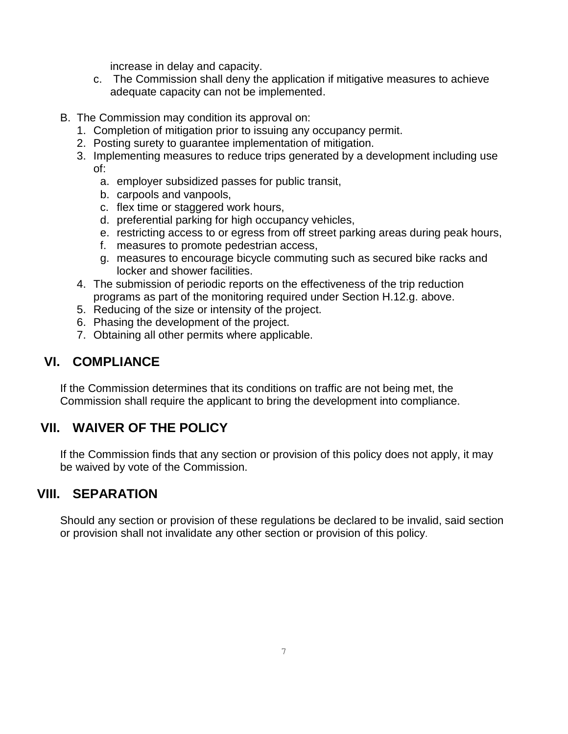increase in delay and capacity.

c. The Commission shall deny the application if mitigative measures to achieve adequate capacity can not be implemented.

B. The Commission may condition its approval on:
   1. Completion of mitigation prior to issuing any occupancy permit.
   2. Posting surety to guarantee implementation of mitigation.
   3. Implementing measures to reduce trips generated by a development including use of:
      a. employer subsidized passes for public transit,
      b. carpools and vanpools,
      c. flex time or staggered work hours,
      d. preferential parking for high occupancy vehicles,
      e. restricting access to or egress from off street parking areas during peak hours,
      f. measures to promote pedestrian access,
      g. measures to encourage bicycle commuting such as secured bike racks and locker and shower facilities.
   4. The submission of periodic reports on the effectiveness of the trip reduction programs as part of the monitoring required under Section H.12.g. above.
   5. Reducing of the size or intensity of the project.
   6. Phasing the development of the project.
   7. Obtaining all other permits where applicable.

## VI. COMPLIANCE

If the Commission determines that its conditions on traffic are not being met, the Commission shall require the applicant to bring the development into compliance.

## VII. WAIVER OF THE POLICY

If the Commission finds that any section or provision of this policy does not apply, it may be waived by vote of the Commission.

## VIII. SEPARATION

Should any section or provision of these regulations be declared to be invalid, said section or provision shall not invalidate any other section or provision of this policy.